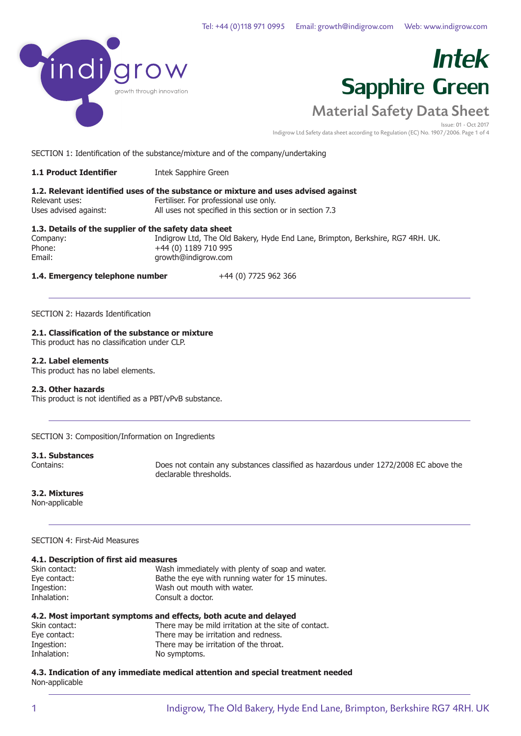# Intek Sapphire Green

## Material Safety Data Sheet

Issue: 01 - Oct 2017

Indigrow Ltd Safety data sheet according to Regulation (EC) No. 1907/2006.

SECTION 1: Identification of the substance/mixture and of the company/undertaking

**1.1 Product Identifier** Intek Sapphire Green

**1.2. Relevant identified uses of the substance or mixture and uses advised against**

| | |
|---|---|
| Relevant uses: | Fertiliser. For professional use only. |
| Uses advised against: | All uses not specified in this section or in section 7.3 |

**1.3. Details of the supplier of the safety data sheet**

| | |
|---|---|
| Company: | Indigrow Ltd, The Old Bakery, Hyde End Lane, Brimpton, Berkshire, RG7 4RH. UK. |
| Phone: | +44 (0) 1189 710 995 |
| Email: | growth@indigrow.com |

**1.4. Emergency telephone number** +44 (0) 7725 962 366

---

SECTION 2: Hazards Identification

**2.1. Classification of the substance or mixture**
This product has no classification under CLP.

**2.2. Label elements**
This product has no label elements.

**2.3. Other hazards**
This product is not identified as a PBT/vPvB substance.

---

SECTION 3: Composition/Information on Ingredients

**3.1. Substances**

Contains: Does not contain any substances classified as hazardous under 1272/2008 EC above the declarable thresholds.

**3.2. Mixtures**
Non-applicable

---

SECTION 4: First-Aid Measures

**4.1. Description of first aid measures**

| | |
|---|---|
| Skin contact: | Wash immediately with plenty of soap and water. |
| Eye contact: | Bathe the eye with running water for 15 minutes. |
| Ingestion: | Wash out mouth with water. |
| Inhalation: | Consult a doctor. |

**4.2. Most important symptoms and effects, both acute and delayed**

| | |
|---|---|
| Skin contact: | There may be mild irritation at the site of contact. |
| Eye contact: | There may be irritation and redness. |
| Ingestion: | There may be irritation of the throat. |
| Inhalation: | No symptoms. |

**4.3. Indication of any immediate medical attention and special treatment needed**
Non-applicable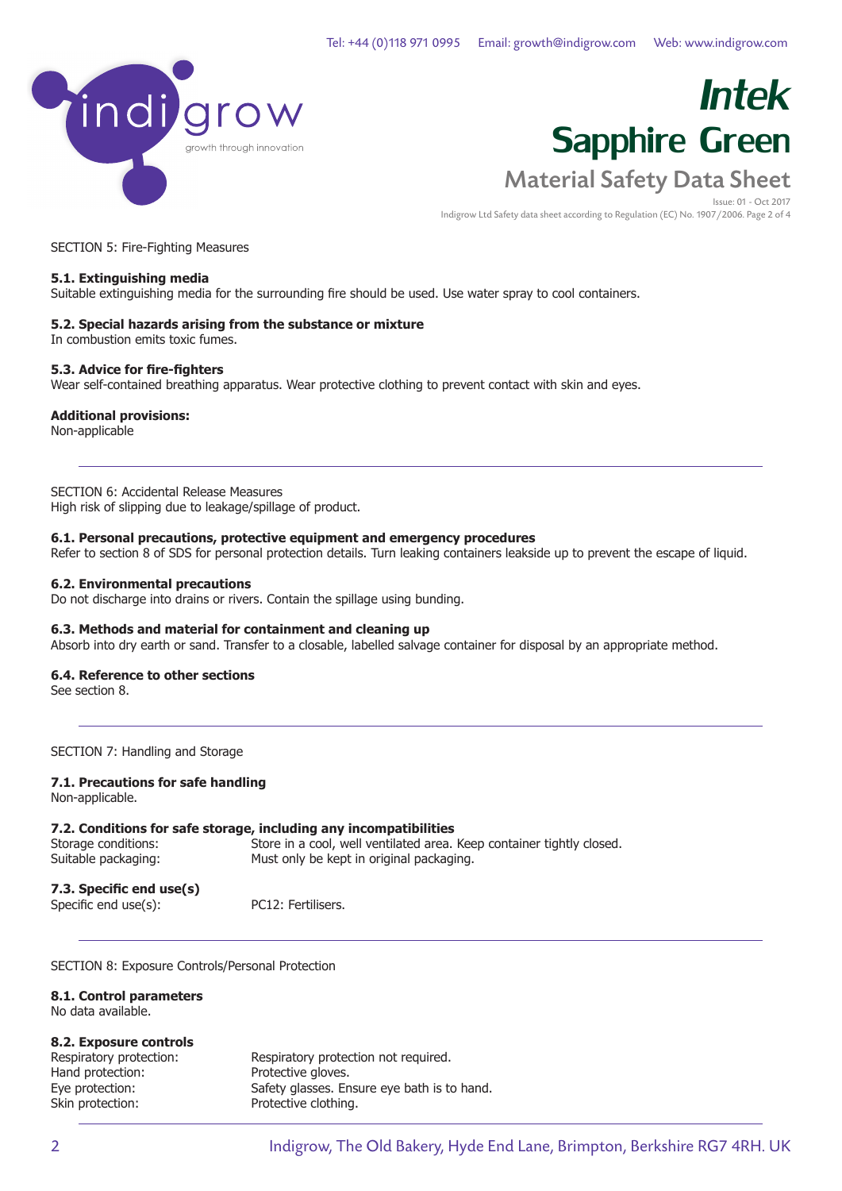## SECTION 5: Fire-Fighting Measures

**5.1. Extinguishing media**
Suitable extinguishing media for the surrounding fire should be used. Use water spray to cool containers.

**5.2. Special hazards arising from the substance or mixture**
In combustion emits toxic fumes.

**5.3. Advice for fire-fighters**
Wear self-contained breathing apparatus. Wear protective clothing to prevent contact with skin and eyes.

**Additional provisions:**
Non-applicable

---

## SECTION 6: Accidental Release Measures

High risk of slipping due to leakage/spillage of product.

**6.1. Personal precautions, protective equipment and emergency procedures**
Refer to section 8 of SDS for personal protection details. Turn leaking containers leakside up to prevent the escape of liquid.

**6.2. Environmental precautions**
Do not discharge into drains or rivers. Contain the spillage using bunding.

**6.3. Methods and material for containment and cleaning up**
Absorb into dry earth or sand. Transfer to a closable, labelled salvage container for disposal by an appropriate method.

**6.4. Reference to other sections**
See section 8.

---

## SECTION 7: Handling and Storage

**7.1. Precautions for safe handling**
Non-applicable.

**7.2. Conditions for safe storage, including any incompatibilities**

| | |
|---|---|
| Storage conditions: | Store in a cool, well ventilated area. Keep container tightly closed. |
| Suitable packaging: | Must only be kept in original packaging. |

**7.3. Specific end use(s)**

| | |
|---|---|
| Specific end use(s): | PC12: Fertilisers. |

---

## SECTION 8: Exposure Controls/Personal Protection

**8.1. Control parameters**
No data available.

**8.2. Exposure controls**

| | |
|---|---|
| Respiratory protection: | Respiratory protection not required. |
| Hand protection: | Protective gloves. |
| Eye protection: | Safety glasses. Ensure eye bath is to hand. |
| Skin protection: | Protective clothing. |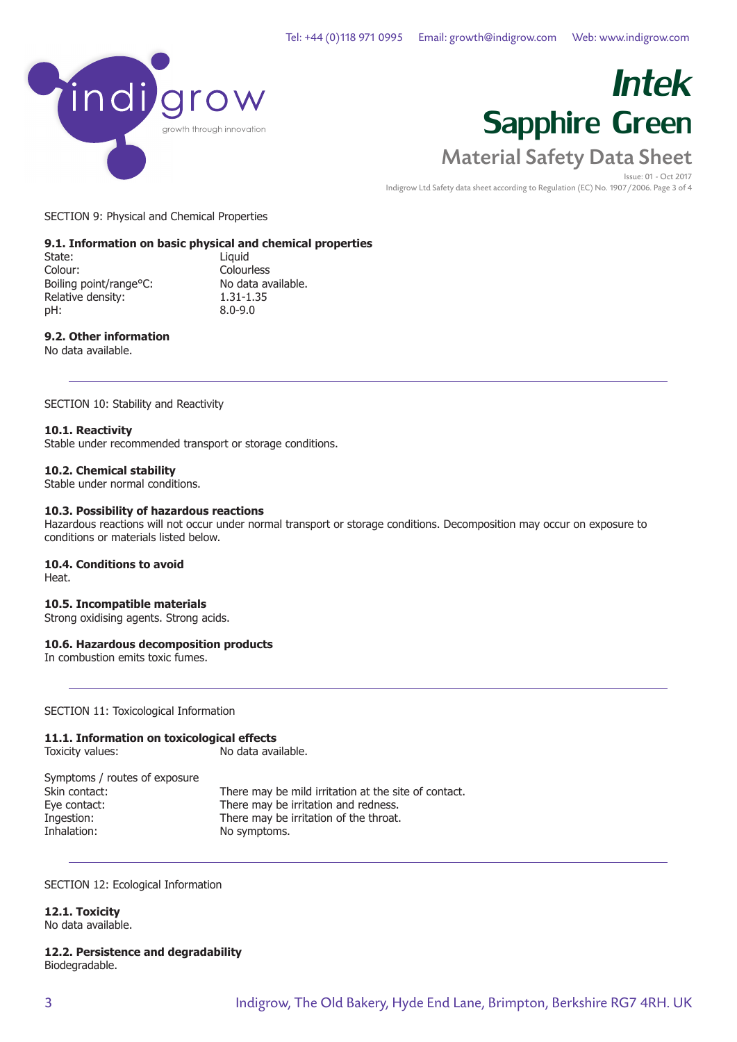SECTION 9: Physical and Chemical Properties

### 9.1. Information on basic physical and chemical properties

| | |
|---|---|
| State: | Liquid |
| Colour: | Colourless |
| Boiling point/range°C: | No data available. |
| Relative density: | 1.31-1.35 |
| pH: | 8.0-9.0 |

### 9.2. Other information

No data available.

---

SECTION 10: Stability and Reactivity

### 10.1. Reactivity

Stable under recommended transport or storage conditions.

### 10.2. Chemical stability

Stable under normal conditions.

### 10.3. Possibility of hazardous reactions

Hazardous reactions will not occur under normal transport or storage conditions. Decomposition may occur on exposure to conditions or materials listed below.

### 10.4. Conditions to avoid

Heat.

### 10.5. Incompatible materials

Strong oxidising agents. Strong acids.

### 10.6. Hazardous decomposition products

In combustion emits toxic fumes.

---

SECTION 11: Toxicological Information

### 11.1. Information on toxicological effects

| | |
|---|---|
| Toxicity values: | No data available. |

Symptoms / routes of exposure

| | |
|---|---|
| Skin contact: | There may be mild irritation at the site of contact. |
| Eye contact: | There may be irritation and redness. |
| Ingestion: | There may be irritation of the throat. |
| Inhalation: | No symptoms. |

---

SECTION 12: Ecological Information

### 12.1. Toxicity

No data available.

### 12.2. Persistence and degradability

Biodegradable.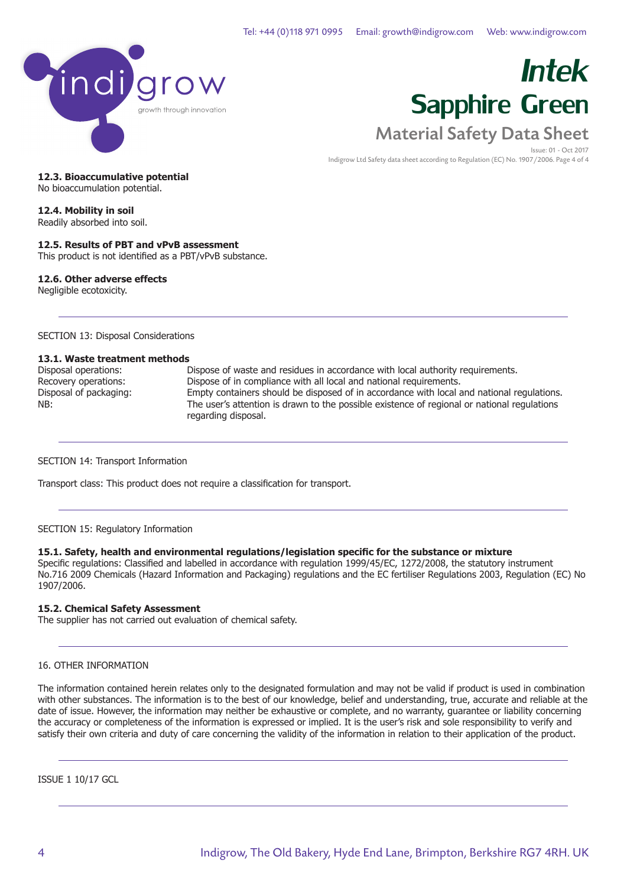### 12.3. Bioaccumulative potential
No bioaccumulation potential.

### 12.4. Mobility in soil
Readily absorbed into soil.

### 12.5. Results of PBT and vPvB assessment
This product is not identified as a PBT/vPvB substance.

### 12.6. Other adverse effects
Negligible ecotoxicity.

---

## SECTION 13: Disposal Considerations

### 13.1. Waste treatment methods

| | |
|---|---|
| Disposal operations: | Dispose of waste and residues in accordance with local authority requirements. |
| Recovery operations: | Dispose of in compliance with all local and national requirements. |
| Disposal of packaging: | Empty containers should be disposed of in accordance with local and national regulations. |
| NB: | The user's attention is drawn to the possible existence of regional or national regulations regarding disposal. |

---

## SECTION 14: Transport Information

Transport class: This product does not require a classification for transport.

---

## SECTION 15: Regulatory Information

### 15.1. Safety, health and environmental regulations/legislation specific for the substance or mixture
Specific regulations: Classified and labelled in accordance with regulation 1999/45/EC, 1272/2008, the statutory instrument No.716 2009 Chemicals (Hazard Information and Packaging) regulations and the EC fertiliser Regulations 2003, Regulation (EC) No 1907/2006.

### 15.2. Chemical Safety Assessment
The supplier has not carried out evaluation of chemical safety.

---

## 16. OTHER INFORMATION

The information contained herein relates only to the designated formulation and may not be valid if product is used in combination with other substances. The information is to the best of our knowledge, belief and understanding, true, accurate and reliable at the date of issue. However, the information may neither be exhaustive or complete, and no warranty, guarantee or liability concerning the accuracy or completeness of the information is expressed or implied. It is the user's risk and sole responsibility to verify and satisfy their own criteria and duty of care concerning the validity of the information in relation to their application of the product.

---

ISSUE 1 10/17 GCL

---